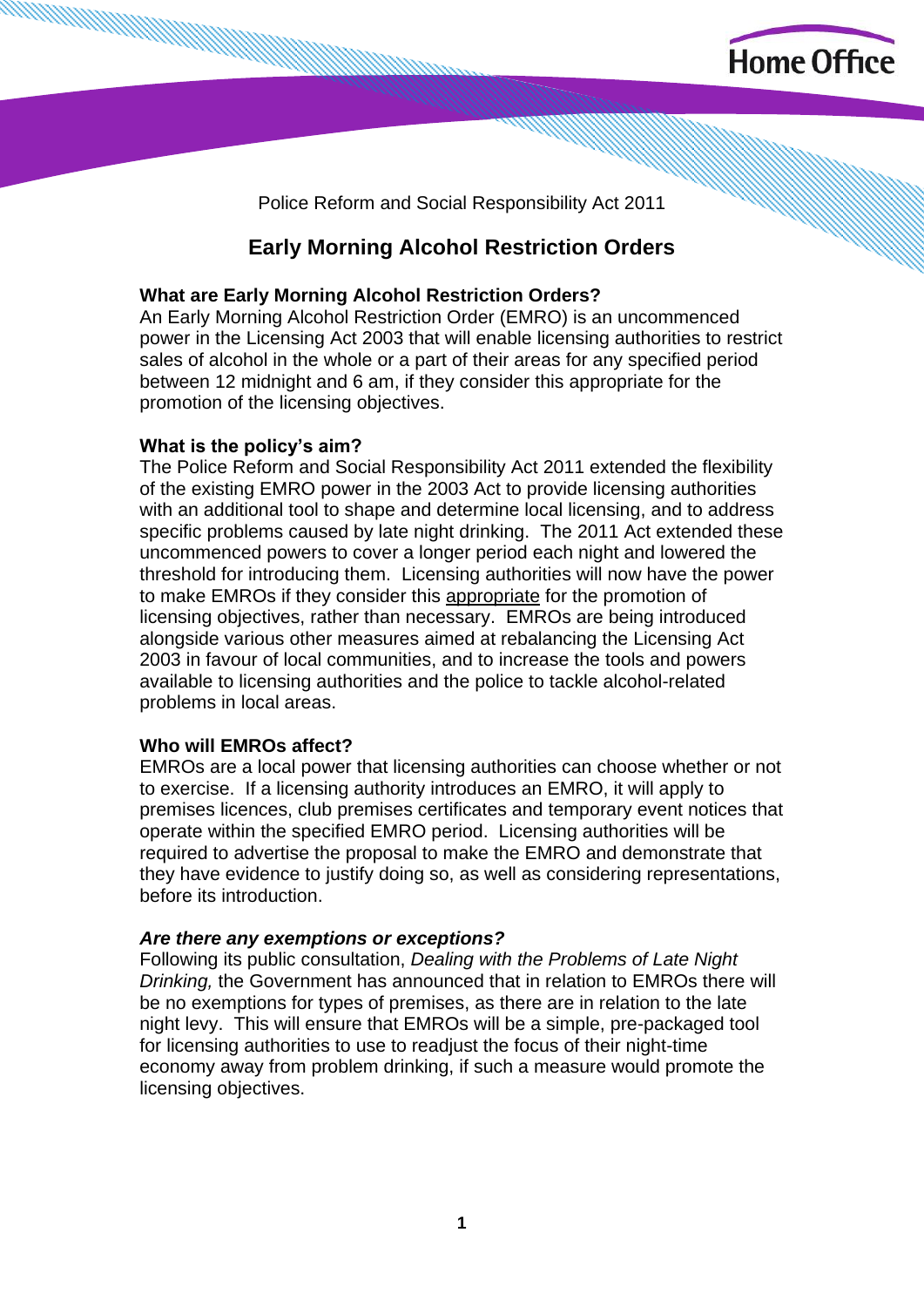Home Office

Police Reform and Social Responsibility Act 2011

# Early Morning Alcohol Restriction Orders

### What are Early Morning Alcohol Restriction Orders?

An Early Morning Alcohol Restriction Order (EMRO) is an uncommenced power in the Licensing Act 2003 that will enable licensing authorities to restrict sales of alcohol in the whole or a part of their areas for any specified period between 12 midnight and 6 am, if they consider this appropriate for the promotion of the licensing objectives.

### What is the policy's aim?

The Police Reform and Social Responsibility Act 2011 extended the flexibility of the existing EMRO power in the 2003 Act to provide licensing authorities with an additional tool to shape and determine local licensing, and to address specific problems caused by late night drinking. The 2011 Act extended these uncommenced powers to cover a longer period each night and lowered the threshold for introducing them. Licensing authorities will now have the power to make EMROs if they consider this <u>appropriate</u> for the promotion of licensing objectives, rather than necessary. EMROs are being introduced alongside various other measures aimed at rebalancing the Licensing Act 2003 in favour of local communities, and to increase the tools and powers available to licensing authorities and the police to tackle alcohol-related problems in local areas.

### Who will EMROs affect?

EMROs are a local power that licensing authorities can choose whether or not to exercise. If a licensing authority introduces an EMRO, it will apply to premises licences, club premises certificates and temporary event notices that operate within the specified EMRO period. Licensing authorities will be required to advertise the proposal to make the EMRO and demonstrate that they have evidence to justify doing so, as well as considering representations, before its introduction.

#### *Are there any exemptions or exceptions?*

Following its public consultation, *Dealing with the Problems of Late Night Drinking,* the Government has announced that in relation to EMROs there will be no exemptions for types of premises, as there are in relation to the late night levy. This will ensure that EMROs will be a simple, pre-packaged tool for licensing authorities to use to readjust the focus of their night-time economy away from problem drinking, if such a measure would promote the licensing objectives.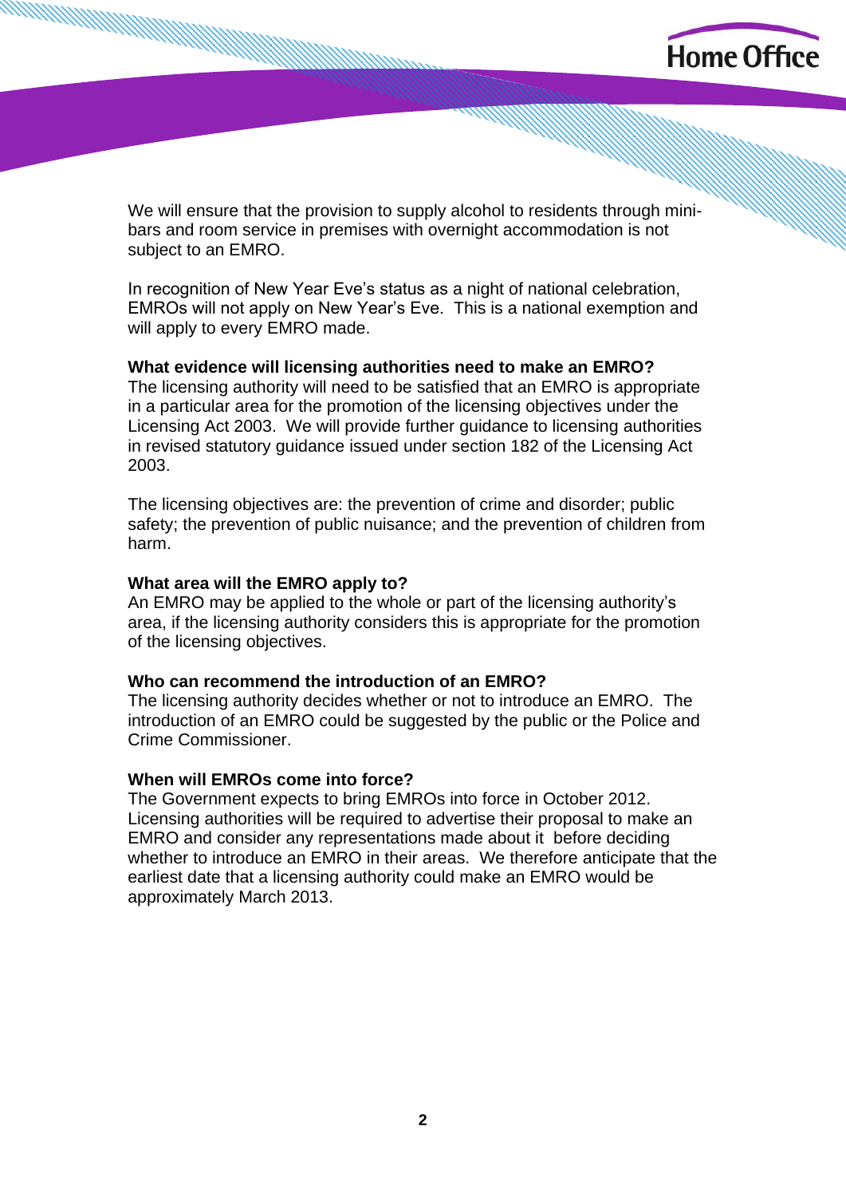We will ensure that the provision to supply alcohol to residents through mini-bars and room service in premises with overnight accommodation is not subject to an EMRO.

In recognition of New Year Eve's status as a night of national celebration, EMROs will not apply on New Year's Eve. This is a national exemption and will apply to every EMRO made.

**What evidence will licensing authorities need to make an EMRO?**

The licensing authority will need to be satisfied that an EMRO is appropriate in a particular area for the promotion of the licensing objectives under the Licensing Act 2003. We will provide further guidance to licensing authorities in revised statutory guidance issued under section 182 of the Licensing Act 2003.

The licensing objectives are: the prevention of crime and disorder; public safety; the prevention of public nuisance; and the prevention of children from harm.

**What area will the EMRO apply to?**

An EMRO may be applied to the whole or part of the licensing authority's area, if the licensing authority considers this is appropriate for the promotion of the licensing objectives.

**Who can recommend the introduction of an EMRO?**

The licensing authority decides whether or not to introduce an EMRO. The introduction of an EMRO could be suggested by the public or the Police and Crime Commissioner.

**When will EMROs come into force?**

The Government expects to bring EMROs into force in October 2012. Licensing authorities will be required to advertise their proposal to make an EMRO and consider any representations made about it before deciding whether to introduce an EMRO in their areas. We therefore anticipate that the earliest date that a licensing authority could make an EMRO would be approximately March 2013.